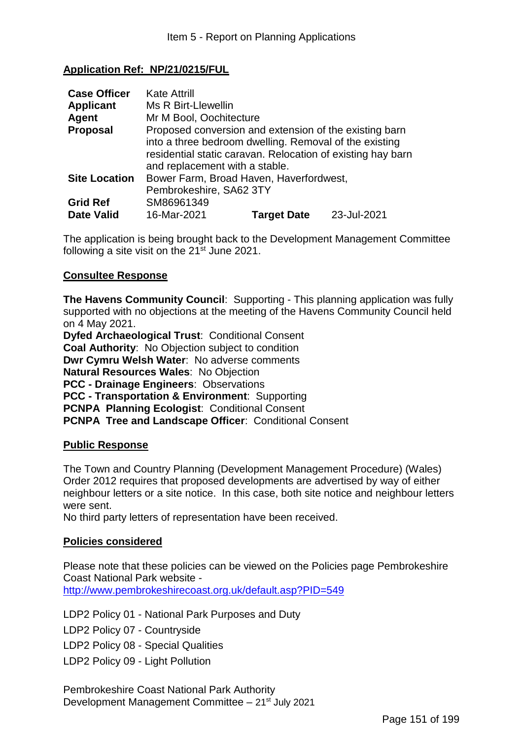Item 5 - Report on Planning Applications

## Application Ref: NP/21/0215/FUL

| | | | |
|---|---|---|---|
| **Case Officer** | Kate Attrill | | |
| **Applicant** | Ms R Birt-Llewellin | | |
| **Agent** | Mr M Bool, Oochitecture | | |
| **Proposal** | Proposed conversion and extension of the existing barn into a three bedroom dwelling. Removal of the existing residential static caravan. Relocation of existing hay barn and replacement with a stable. | | |
| **Site Location** | Bower Farm, Broad Haven, Haverfordwest, Pembrokeshire, SA62 3TY | | |
| **Grid Ref** | SM86961349 | | |
| **Date Valid** | 16-Mar-2021 | **Target Date** | 23-Jul-2021 |

The application is being brought back to the Development Management Committee following a site visit on the 21st June 2021.

### Consultee Response

**The Havens Community Council**: Supporting - This planning application was fully supported with no objections at the meeting of the Havens Community Council held on 4 May 2021.
**Dyfed Archaeological Trust**: Conditional Consent
**Coal Authority**: No Objection subject to condition
**Dwr Cymru Welsh Water**: No adverse comments
**Natural Resources Wales**: No Objection
**PCC - Drainage Engineers**: Observations
**PCC - Transportation & Environment**: Supporting
**PCNPA Planning Ecologist**: Conditional Consent
**PCNPA Tree and Landscape Officer**: Conditional Consent

### Public Response

The Town and Country Planning (Development Management Procedure) (Wales) Order 2012 requires that proposed developments are advertised by way of either neighbour letters or a site notice. In this case, both site notice and neighbour letters were sent.
No third party letters of representation have been received.

### Policies considered

Please note that these policies can be viewed on the Policies page Pembrokeshire Coast National Park website - http://www.pembrokeshirecoast.org.uk/default.asp?PID=549

LDP2 Policy 01 - National Park Purposes and Duty
LDP2 Policy 07 - Countryside
LDP2 Policy 08 - Special Qualities
LDP2 Policy 09 - Light Pollution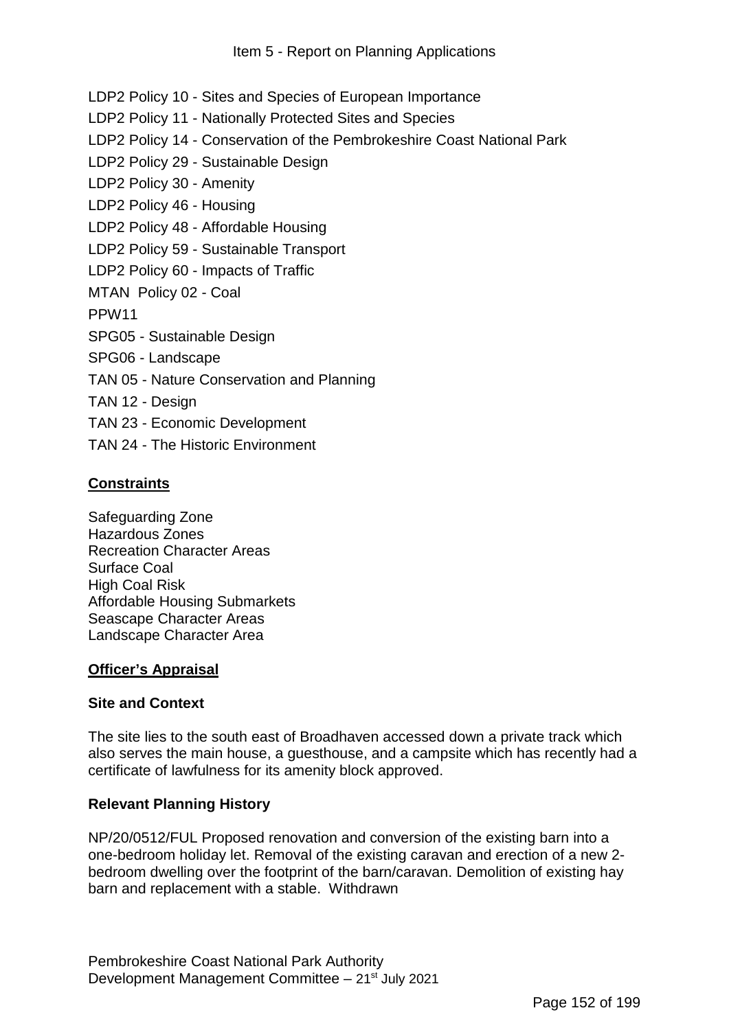LDP2 Policy 10 - Sites and Species of European Importance

LDP2 Policy 11 - Nationally Protected Sites and Species

LDP2 Policy 14 - Conservation of the Pembrokeshire Coast National Park

LDP2 Policy 29 - Sustainable Design

LDP2 Policy 30 - Amenity

LDP2 Policy 46 - Housing

LDP2 Policy 48 - Affordable Housing

LDP2 Policy 59 - Sustainable Transport

LDP2 Policy 60 - Impacts of Traffic

MTAN Policy 02 - Coal

PPW11

SPG05 - Sustainable Design

SPG06 - Landscape

TAN 05 - Nature Conservation and Planning

TAN 12 - Design

TAN 23 - Economic Development

TAN 24 - The Historic Environment

## Constraints

Safeguarding Zone
Hazardous Zones
Recreation Character Areas
Surface Coal
High Coal Risk
Affordable Housing Submarkets
Seascape Character Areas
Landscape Character Area

## Officer's Appraisal

### Site and Context

The site lies to the south east of Broadhaven accessed down a private track which also serves the main house, a guesthouse, and a campsite which has recently had a certificate of lawfulness for its amenity block approved.

### Relevant Planning History

NP/20/0512/FUL Proposed renovation and conversion of the existing barn into a one-bedroom holiday let. Removal of the existing caravan and erection of a new 2-bedroom dwelling over the footprint of the barn/caravan. Demolition of existing hay barn and replacement with a stable. Withdrawn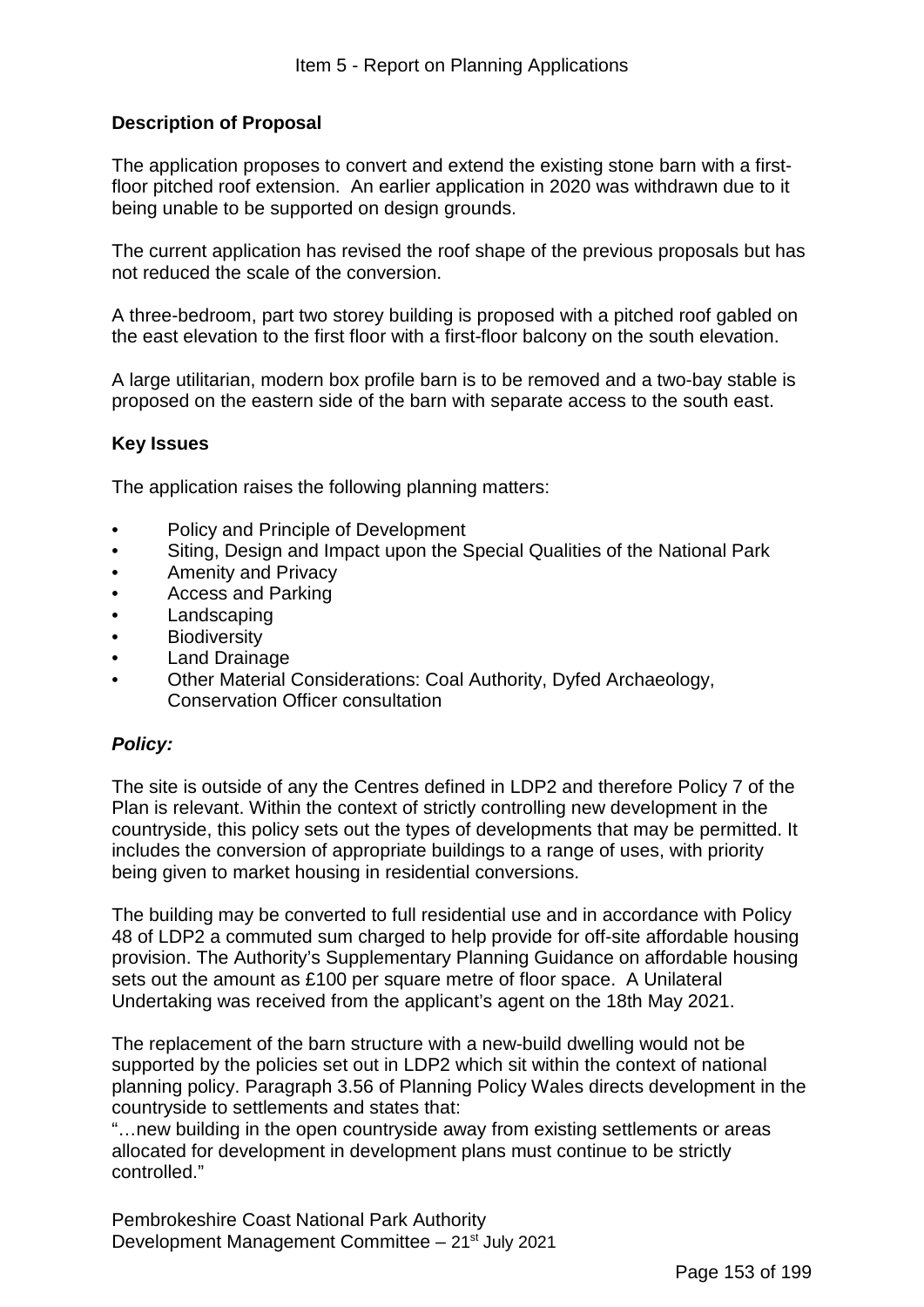**Description of Proposal**

The application proposes to convert and extend the existing stone barn with a first-floor pitched roof extension. An earlier application in 2020 was withdrawn due to it being unable to be supported on design grounds.

The current application has revised the roof shape of the previous proposals but has not reduced the scale of the conversion.

A three-bedroom, part two storey building is proposed with a pitched roof gabled on the east elevation to the first floor with a first-floor balcony on the south elevation.

A large utilitarian, modern box profile barn is to be removed and a two-bay stable is proposed on the eastern side of the barn with separate access to the south east.

**Key Issues**

The application raises the following planning matters:

- Policy and Principle of Development
- Siting, Design and Impact upon the Special Qualities of the National Park
- Amenity and Privacy
- Access and Parking
- Landscaping
- Biodiversity
- Land Drainage
- Other Material Considerations: Coal Authority, Dyfed Archaeology, Conservation Officer consultation

***Policy:***

The site is outside of any the Centres defined in LDP2 and therefore Policy 7 of the Plan is relevant. Within the context of strictly controlling new development in the countryside, this policy sets out the types of developments that may be permitted. It includes the conversion of appropriate buildings to a range of uses, with priority being given to market housing in residential conversions.

The building may be converted to full residential use and in accordance with Policy 48 of LDP2 a commuted sum charged to help provide for off-site affordable housing provision. The Authority's Supplementary Planning Guidance on affordable housing sets out the amount as £100 per square metre of floor space. A Unilateral Undertaking was received from the applicant's agent on the 18th May 2021.

The replacement of the barn structure with a new-build dwelling would not be supported by the policies set out in LDP2 which sit within the context of national planning policy. Paragraph 3.56 of Planning Policy Wales directs development in the countryside to settlements and states that:
"…new building in the open countryside away from existing settlements or areas allocated for development in development plans must continue to be strictly controlled."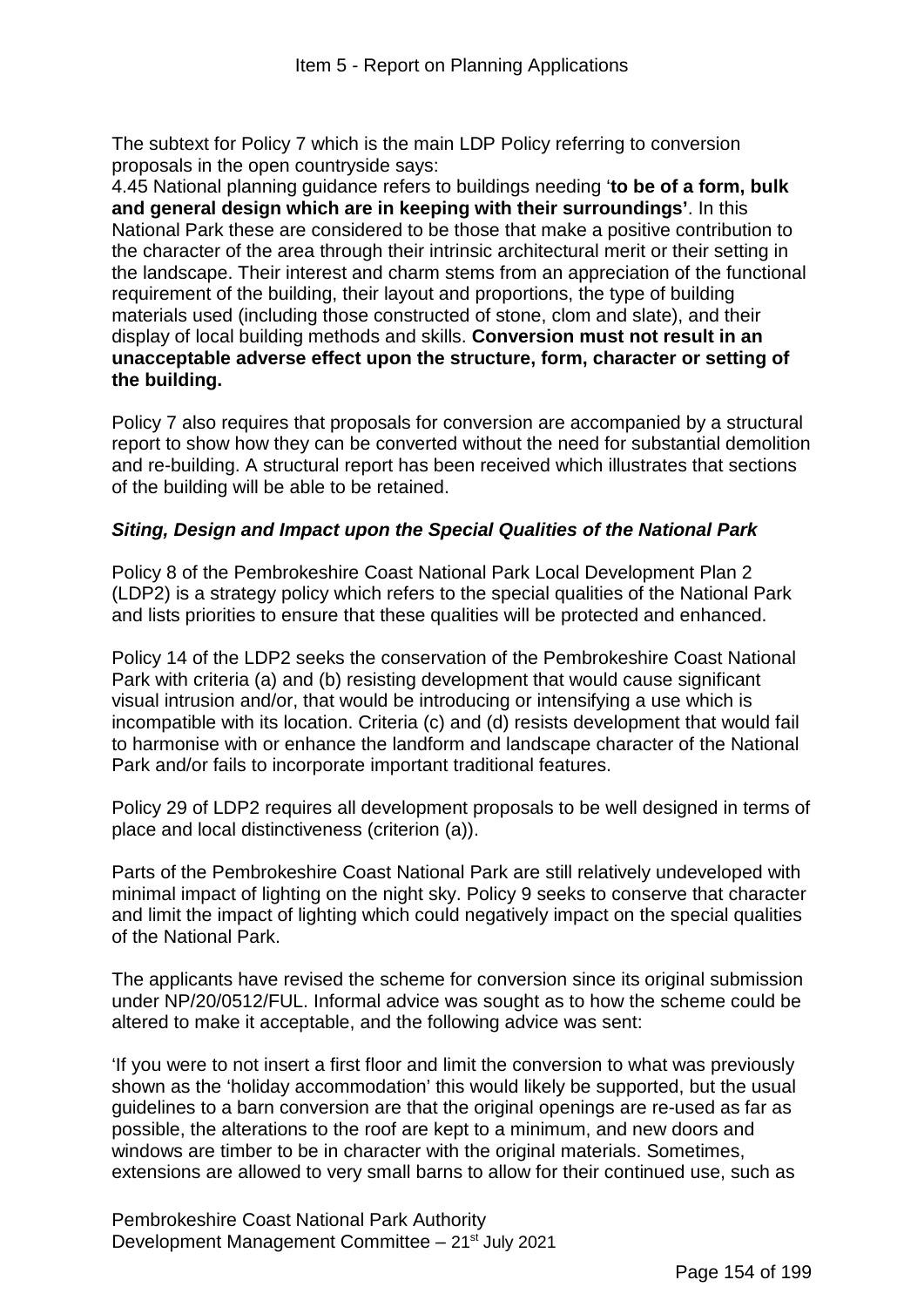The subtext for Policy 7 which is the main LDP Policy referring to conversion proposals in the open countryside says:

4.45 National planning guidance refers to buildings needing '**to be of a form, bulk and general design which are in keeping with their surroundings'**. In this National Park these are considered to be those that make a positive contribution to the character of the area through their intrinsic architectural merit or their setting in the landscape. Their interest and charm stems from an appreciation of the functional requirement of the building, their layout and proportions, the type of building materials used (including those constructed of stone, clom and slate), and their display of local building methods and skills. **Conversion must not result in an unacceptable adverse effect upon the structure, form, character or setting of the building.**

Policy 7 also requires that proposals for conversion are accompanied by a structural report to show how they can be converted without the need for substantial demolition and re-building. A structural report has been received which illustrates that sections of the building will be able to be retained.

***Siting, Design and Impact upon the Special Qualities of the National Park***

Policy 8 of the Pembrokeshire Coast National Park Local Development Plan 2 (LDP2) is a strategy policy which refers to the special qualities of the National Park and lists priorities to ensure that these qualities will be protected and enhanced.

Policy 14 of the LDP2 seeks the conservation of the Pembrokeshire Coast National Park with criteria (a) and (b) resisting development that would cause significant visual intrusion and/or, that would be introducing or intensifying a use which is incompatible with its location. Criteria (c) and (d) resists development that would fail to harmonise with or enhance the landform and landscape character of the National Park and/or fails to incorporate important traditional features.

Policy 29 of LDP2 requires all development proposals to be well designed in terms of place and local distinctiveness (criterion (a)).

Parts of the Pembrokeshire Coast National Park are still relatively undeveloped with minimal impact of lighting on the night sky. Policy 9 seeks to conserve that character and limit the impact of lighting which could negatively impact on the special qualities of the National Park.

The applicants have revised the scheme for conversion since its original submission under NP/20/0512/FUL. Informal advice was sought as to how the scheme could be altered to make it acceptable, and the following advice was sent:

'If you were to not insert a first floor and limit the conversion to what was previously shown as the 'holiday accommodation' this would likely be supported, but the usual guidelines to a barn conversion are that the original openings are re-used as far as possible, the alterations to the roof are kept to a minimum, and new doors and windows are timber to be in character with the original materials. Sometimes, extensions are allowed to very small barns to allow for their continued use, such as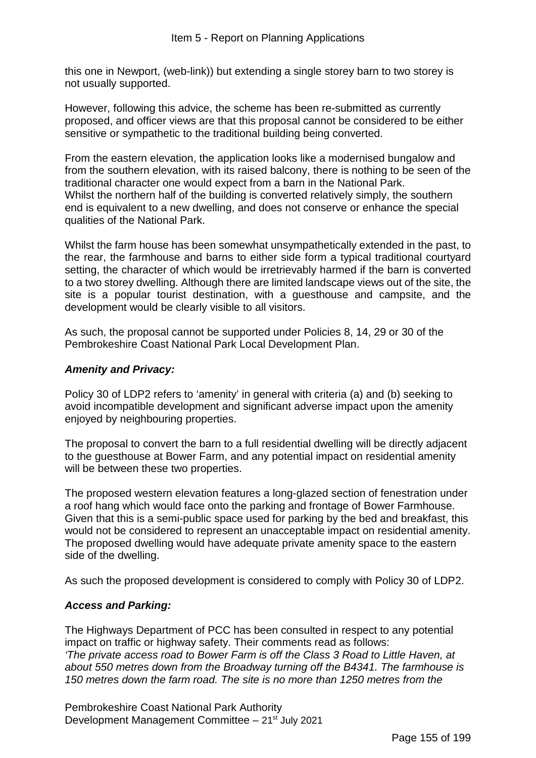this one in Newport, (web-link)) but extending a single storey barn to two storey is not usually supported.

However, following this advice, the scheme has been re-submitted as currently proposed, and officer views are that this proposal cannot be considered to be either sensitive or sympathetic to the traditional building being converted.

From the eastern elevation, the application looks like a modernised bungalow and from the southern elevation, with its raised balcony, there is nothing to be seen of the traditional character one would expect from a barn in the National Park.
Whilst the northern half of the building is converted relatively simply, the southern end is equivalent to a new dwelling, and does not conserve or enhance the special qualities of the National Park.

Whilst the farm house has been somewhat unsympathetically extended in the past, to the rear, the farmhouse and barns to either side form a typical traditional courtyard setting, the character of which would be irretrievably harmed if the barn is converted to a two storey dwelling. Although there are limited landscape views out of the site, the site is a popular tourist destination, with a guesthouse and campsite, and the development would be clearly visible to all visitors.

As such, the proposal cannot be supported under Policies 8, 14, 29 or 30 of the Pembrokeshire Coast National Park Local Development Plan.

### *Amenity and Privacy:*

Policy 30 of LDP2 refers to 'amenity' in general with criteria (a) and (b) seeking to avoid incompatible development and significant adverse impact upon the amenity enjoyed by neighbouring properties.

The proposal to convert the barn to a full residential dwelling will be directly adjacent to the guesthouse at Bower Farm, and any potential impact on residential amenity will be between these two properties.

The proposed western elevation features a long-glazed section of fenestration under a roof hang which would face onto the parking and frontage of Bower Farmhouse. Given that this is a semi-public space used for parking by the bed and breakfast, this would not be considered to represent an unacceptable impact on residential amenity. The proposed dwelling would have adequate private amenity space to the eastern side of the dwelling.

As such the proposed development is considered to comply with Policy 30 of LDP2.

### *Access and Parking:*

The Highways Department of PCC has been consulted in respect to any potential impact on traffic or highway safety. Their comments read as follows:
*'The private access road to Bower Farm is off the Class 3 Road to Little Haven, at about 550 metres down from the Broadway turning off the B4341. The farmhouse is 150 metres down the farm road. The site is no more than 1250 metres from the*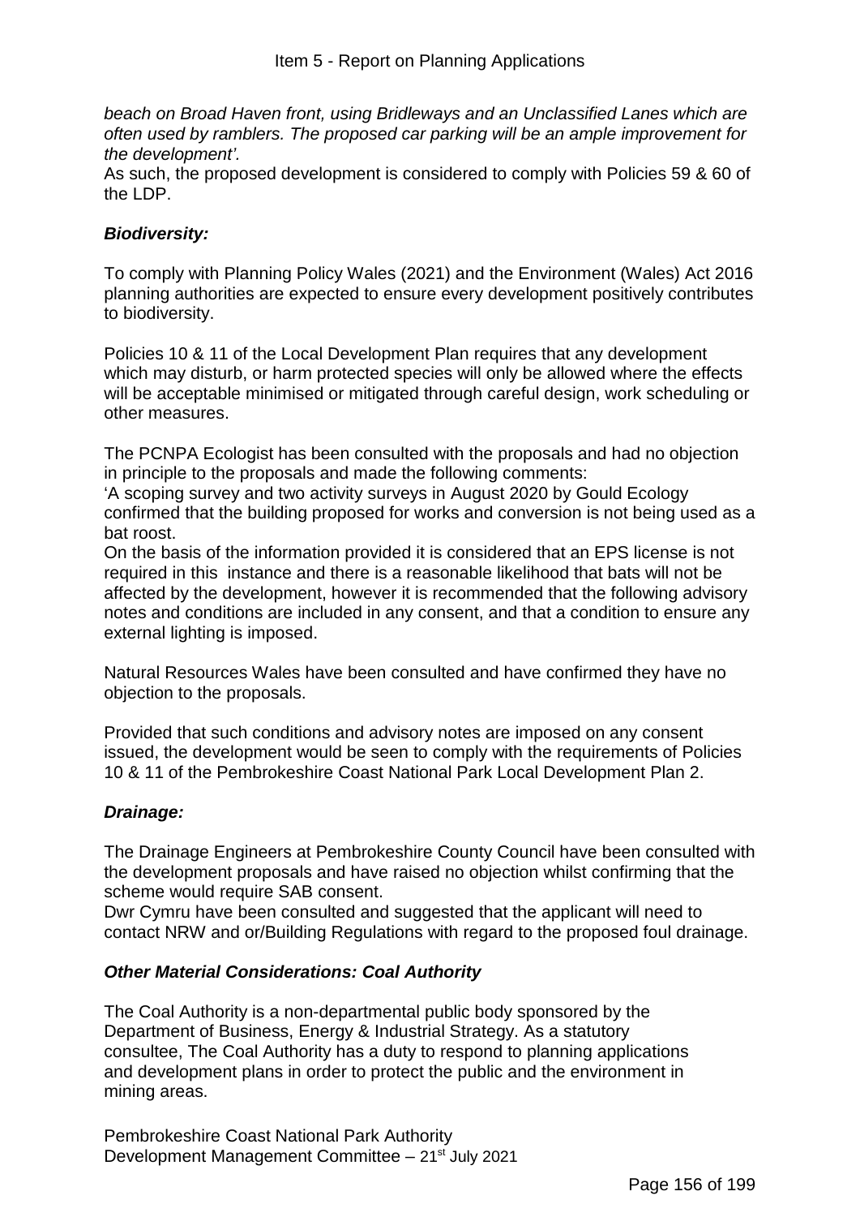*beach on Broad Haven front, using Bridleways and an Unclassified Lanes which are often used by ramblers. The proposed car parking will be an ample improvement for the development'.*

As such, the proposed development is considered to comply with Policies 59 & 60 of the LDP.

### ***Biodiversity:***

To comply with Planning Policy Wales (2021) and the Environment (Wales) Act 2016 planning authorities are expected to ensure every development positively contributes to biodiversity.

Policies 10 & 11 of the Local Development Plan requires that any development which may disturb, or harm protected species will only be allowed where the effects will be acceptable minimised or mitigated through careful design, work scheduling or other measures.

The PCNPA Ecologist has been consulted with the proposals and had no objection in principle to the proposals and made the following comments:

'A scoping survey and two activity surveys in August 2020 by Gould Ecology confirmed that the building proposed for works and conversion is not being used as a bat roost.

On the basis of the information provided it is considered that an EPS license is not required in this instance and there is a reasonable likelihood that bats will not be affected by the development, however it is recommended that the following advisory notes and conditions are included in any consent, and that a condition to ensure any external lighting is imposed.

Natural Resources Wales have been consulted and have confirmed they have no objection to the proposals.

Provided that such conditions and advisory notes are imposed on any consent issued, the development would be seen to comply with the requirements of Policies 10 & 11 of the Pembrokeshire Coast National Park Local Development Plan 2.

### ***Drainage:***

The Drainage Engineers at Pembrokeshire County Council have been consulted with the development proposals and have raised no objection whilst confirming that the scheme would require SAB consent.

Dwr Cymru have been consulted and suggested that the applicant will need to contact NRW and or/Building Regulations with regard to the proposed foul drainage.

### ***Other Material Considerations: Coal Authority***

The Coal Authority is a non-departmental public body sponsored by the Department of Business, Energy & Industrial Strategy. As a statutory consultee, The Coal Authority has a duty to respond to planning applications and development plans in order to protect the public and the environment in mining areas.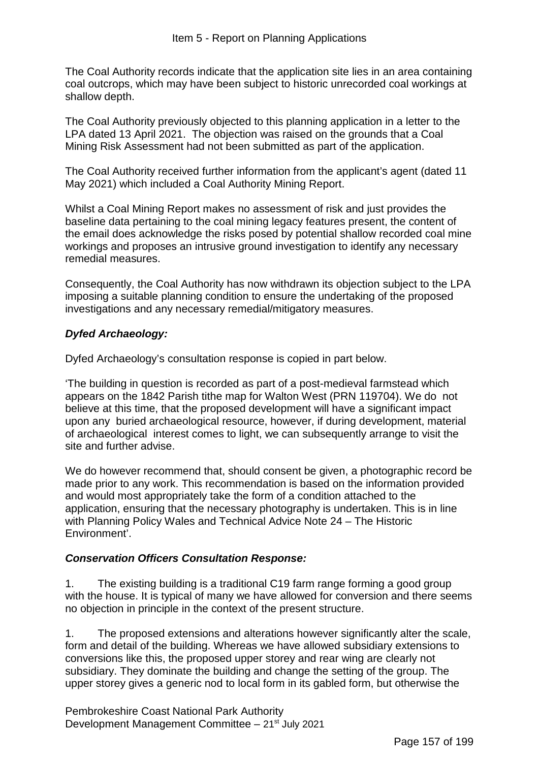The Coal Authority records indicate that the application site lies in an area containing coal outcrops, which may have been subject to historic unrecorded coal workings at shallow depth.

The Coal Authority previously objected to this planning application in a letter to the LPA dated 13 April 2021. The objection was raised on the grounds that a Coal Mining Risk Assessment had not been submitted as part of the application.

The Coal Authority received further information from the applicant's agent (dated 11 May 2021) which included a Coal Authority Mining Report.

Whilst a Coal Mining Report makes no assessment of risk and just provides the baseline data pertaining to the coal mining legacy features present, the content of the email does acknowledge the risks posed by potential shallow recorded coal mine workings and proposes an intrusive ground investigation to identify any necessary remedial measures.

Consequently, the Coal Authority has now withdrawn its objection subject to the LPA imposing a suitable planning condition to ensure the undertaking of the proposed investigations and any necessary remedial/mitigatory measures.

***Dyfed Archaeology:***

Dyfed Archaeology's consultation response is copied in part below.

'The building in question is recorded as part of a post-medieval farmstead which appears on the 1842 Parish tithe map for Walton West (PRN 119704). We do not believe at this time, that the proposed development will have a significant impact upon any buried archaeological resource, however, if during development, material of archaeological interest comes to light, we can subsequently arrange to visit the site and further advise.

We do however recommend that, should consent be given, a photographic record be made prior to any work. This recommendation is based on the information provided and would most appropriately take the form of a condition attached to the application, ensuring that the necessary photography is undertaken. This is in line with Planning Policy Wales and Technical Advice Note 24 – The Historic Environment'.

***Conservation Officers Consultation Response:***

1. The existing building is a traditional C19 farm range forming a good group with the house. It is typical of many we have allowed for conversion and there seems no objection in principle in the context of the present structure.

1. The proposed extensions and alterations however significantly alter the scale, form and detail of the building. Whereas we have allowed subsidiary extensions to conversions like this, the proposed upper storey and rear wing are clearly not subsidiary. They dominate the building and change the setting of the group. The upper storey gives a generic nod to local form in its gabled form, but otherwise the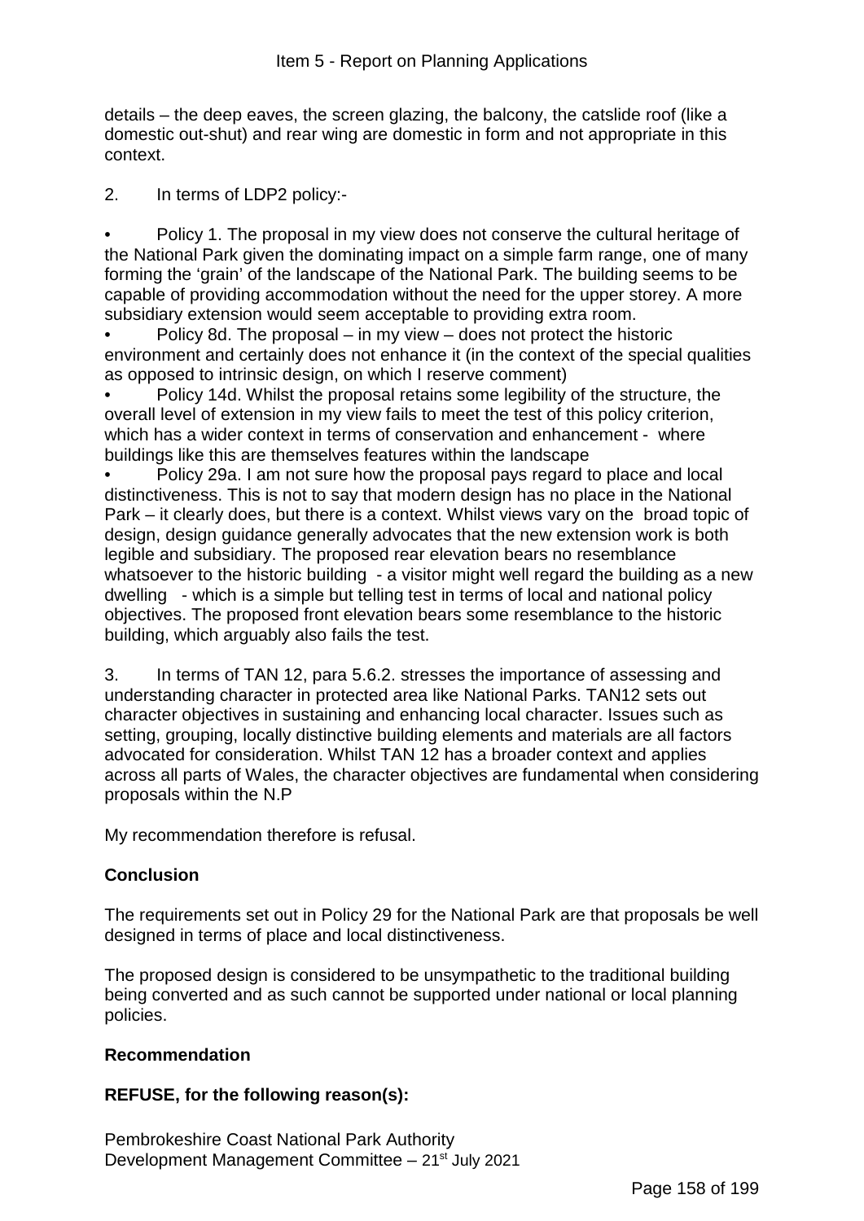details – the deep eaves, the screen glazing, the balcony, the catslide roof (like a domestic out-shut) and rear wing are domestic in form and not appropriate in this context.

2. In terms of LDP2 policy:-

- Policy 1. The proposal in my view does not conserve the cultural heritage of the National Park given the dominating impact on a simple farm range, one of many forming the 'grain' of the landscape of the National Park. The building seems to be capable of providing accommodation without the need for the upper storey. A more subsidiary extension would seem acceptable to providing extra room.
- Policy 8d. The proposal – in my view – does not protect the historic environment and certainly does not enhance it (in the context of the special qualities as opposed to intrinsic design, on which I reserve comment)
- Policy 14d. Whilst the proposal retains some legibility of the structure, the overall level of extension in my view fails to meet the test of this policy criterion, which has a wider context in terms of conservation and enhancement - where buildings like this are themselves features within the landscape
- Policy 29a. I am not sure how the proposal pays regard to place and local distinctiveness. This is not to say that modern design has no place in the National Park – it clearly does, but there is a context. Whilst views vary on the broad topic of design, design guidance generally advocates that the new extension work is both legible and subsidiary. The proposed rear elevation bears no resemblance whatsoever to the historic building - a visitor might well regard the building as a new dwelling - which is a simple but telling test in terms of local and national policy objectives. The proposed front elevation bears some resemblance to the historic building, which arguably also fails the test.

3. In terms of TAN 12, para 5.6.2. stresses the importance of assessing and understanding character in protected area like National Parks. TAN12 sets out character objectives in sustaining and enhancing local character. Issues such as setting, grouping, locally distinctive building elements and materials are all factors advocated for consideration. Whilst TAN 12 has a broader context and applies across all parts of Wales, the character objectives are fundamental when considering proposals within the N.P

My recommendation therefore is refusal.

**Conclusion**

The requirements set out in Policy 29 for the National Park are that proposals be well designed in terms of place and local distinctiveness.

The proposed design is considered to be unsympathetic to the traditional building being converted and as such cannot be supported under national or local planning policies.

**Recommendation**

**REFUSE, for the following reason(s):**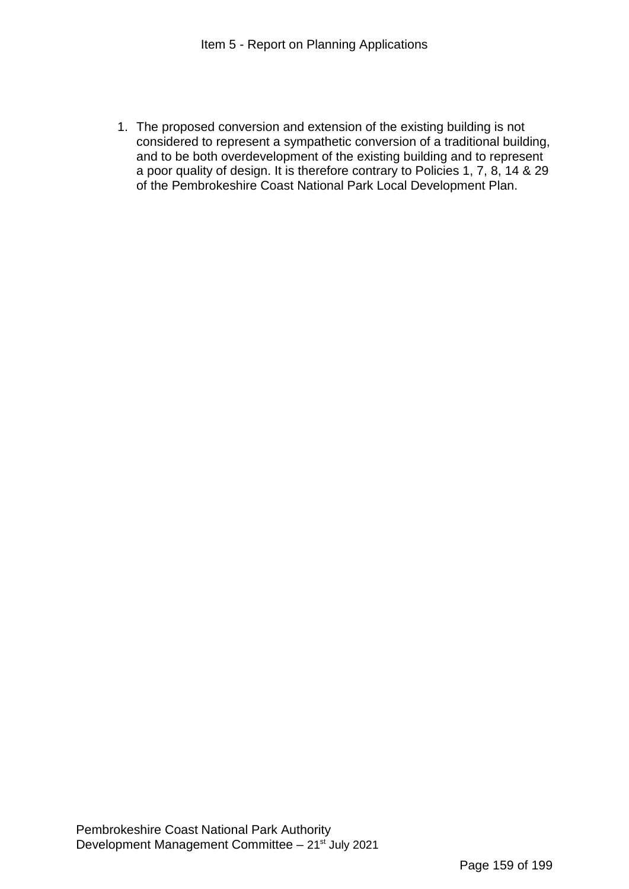1. The proposed conversion and extension of the existing building is not considered to represent a sympathetic conversion of a traditional building, and to be both overdevelopment of the existing building and to represent a poor quality of design. It is therefore contrary to Policies 1, 7, 8, 14 & 29 of the Pembrokeshire Coast National Park Local Development Plan.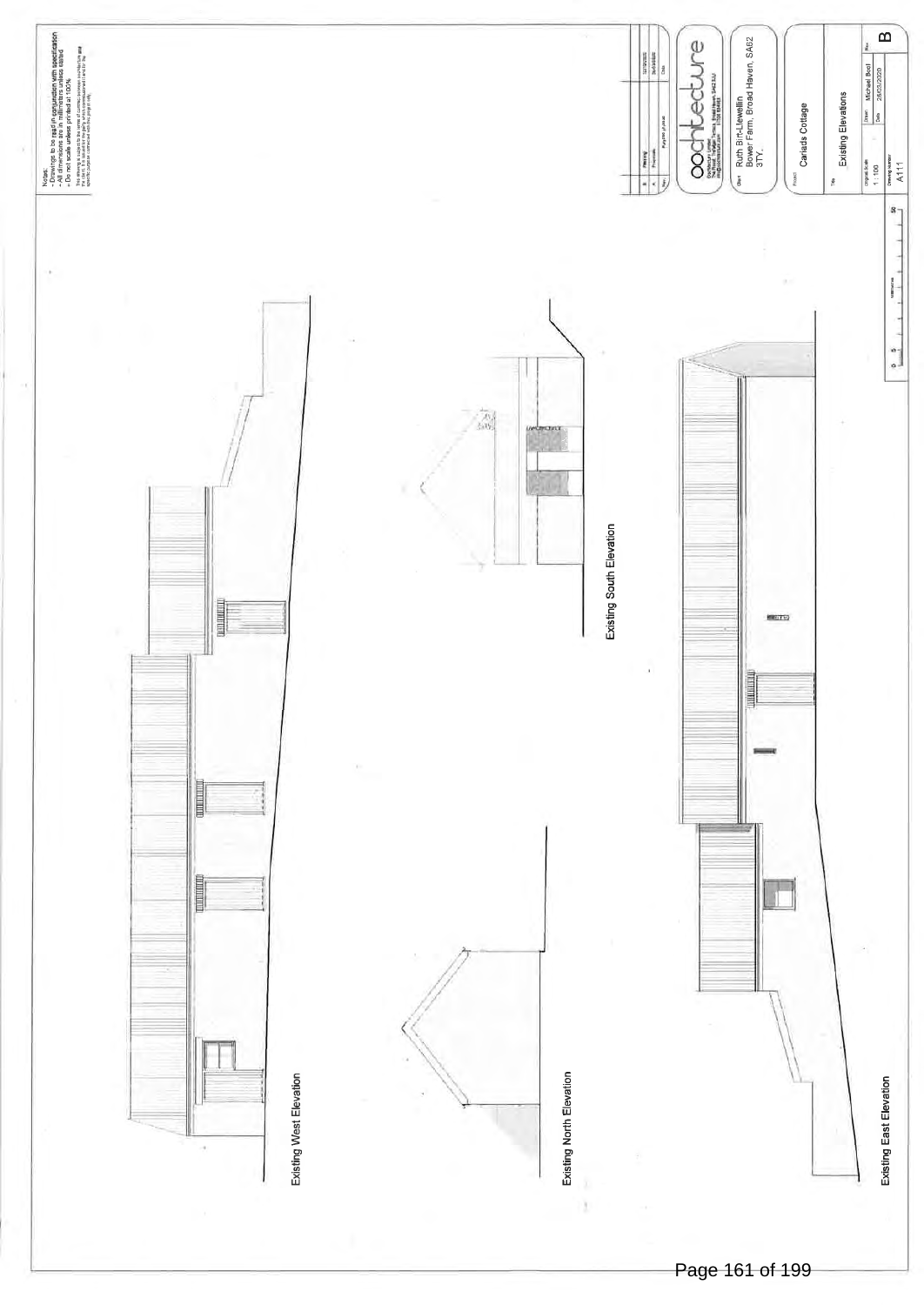Notes:
- Drawings to be read in conjunction with specification
- All dimensions are in millimetres unless stated
- Do not scale unless printed at 100%

This drawing is subject to the terms of contract between architecture and the client. It is issued to the party who commissioned it and for the specific purpose connected with this project only.

Existing West Elevation

Existing North Elevation

Existing South Elevation

Existing East Elevation

| Rev | Purpose | Date |
|---|---|---|
| B | Planning | 12/10/2020 |
| A | Proposals | 26/05/2020 |

architecture

Client: Ruth Birt-Llewellin, Bower Farm, Broad Haven, SA62 3TY.

Project: Cariads Cottage

Title: Existing Elevations

Original Scale: 1 : 100

Drawn: Michael Bool

Date: 26/05/2020

Drawing Number: A111

Rev: B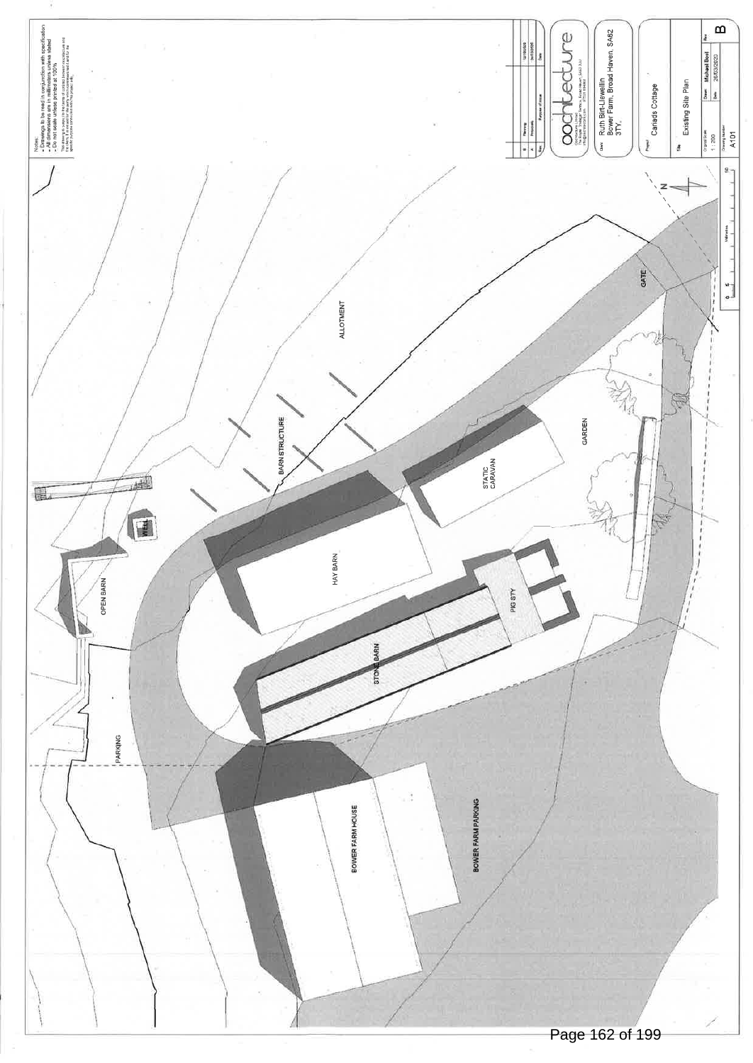Notes:
- Drawings to be read in conjunction with specification
- All dimensions are in millimetres unless stated
- Do not scale unless printed at 100%

This drawing is subject to the terms of contract between ooctitecture and the client. It is issued for the use by the commissioning client for the specific purpose connected with the project only.

| Rev | Purpose of issue | Date |
|---|---|---|
| B | Planning | 30/03/2020 |
| A | Proposals | 24/03/2020 |

ooctitecture

Client: Ruth Birt-Llewellin, Bower Farm, Broad Haven, SA62 3TY.

Project: Cariads Cottage

Title: Existing Site Plan

Original Scale: 1:200

Drawn: Michael Bool

Date: 26/03/2020

Drawing Number: A101

Rev: B

OPEN BARN

WELL

BARN STRUCTURE

ALLOTMENT

HAY BARN

STATIC CARAVAN

GARDEN

GATE

PIG STY

STONE BARN

PARKING

BOWER FARM HOUSE

BOWER FARM PARKING

N

0 5 50 Metres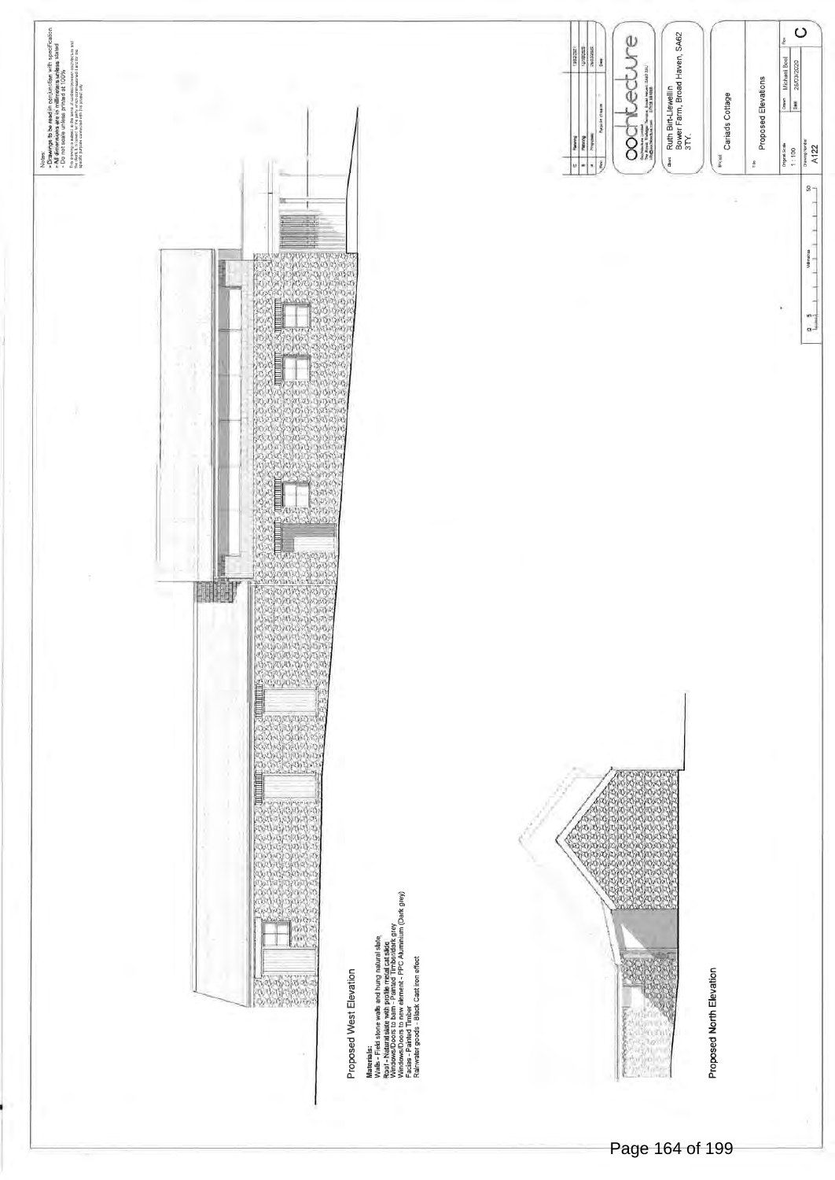Notes:
- Drawings to be read in conjunction with specification
- All dimensions are in millimetres unless stated
- Do not scale unless printed at 100%

This drawing is subject to the terms of contract between architecture and the client. It is meant for the party and purpose specified and is for the specific purpose connected with the project only.

Proposed West Elevation

**Materials:**
Walls - Field stone walls and hung natural slate
Roof - Natural slate with profile metal cat slide
Windows/Doors to barn - Painted Timber/dark grey
Windows/Doors to new element - PPC Aluminium (Dark grey)
Facias - Painted Timber
Rainwater goods - Black Cast iron effect

Proposed North Elevation

| Rev | | Date |
|---|---|---|
| C | Planning | 18/02/2021 |
| B | Planning | 12/05/2020 |
| A | Proposal | 26/03/2020 |
| Rev | Purpose of issue | Date |

oochitecture

Client: Ruth Birt-Llewellin, Bower Farm, Broad Haven, SA62 3TY.

Project: Cariads Cottage

Title: Proposed Elevations

| Original Scale | Drawn | Rev |
|---|---|---|
| 1:100 | Michael Bool | C |
| Drawing Number | Date | |
| A122 | 26/03/2020 | |

0 5 50 Millimetres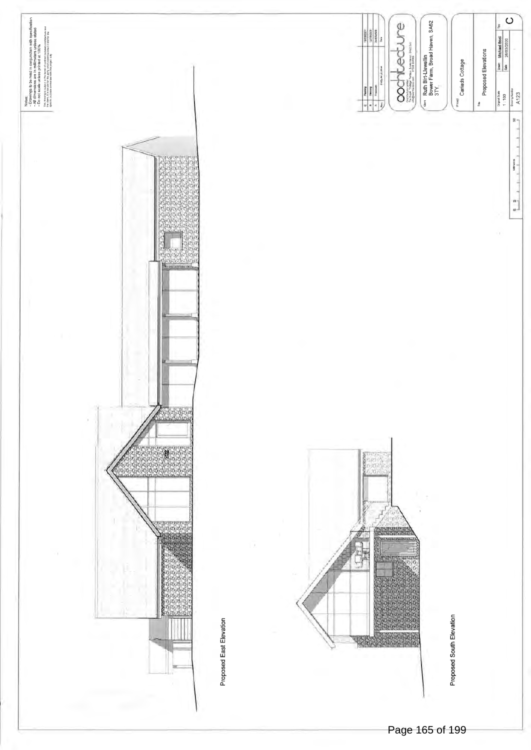Notes:
- Drawings to be read in conjunction with specification
- All dimensions are in millimetres unless stated
- Do not scale unless printed at 100%

This drawing is subject of the terms of contract between ochitecture and the client. It is issued for the party which commissioned it and for the specific purpose connected with the project only.

| Rev | Description | Date |
|---|---|---|
| C | Planning | |
| B | Planning | |
| A | Proposals | |

ochitecture

Client: Ruth Birt-Llewellin, Bower Farm, Broad Haven, SA62 3TY

Project: Cariads Cottage

Title: Proposed Elevations

Original Scale: 1:100

Drawn: Michael Bool

Date: 28/03/2020

Drawing Number: A123

Rev: C

Proposed East Elevation

Proposed South Elevation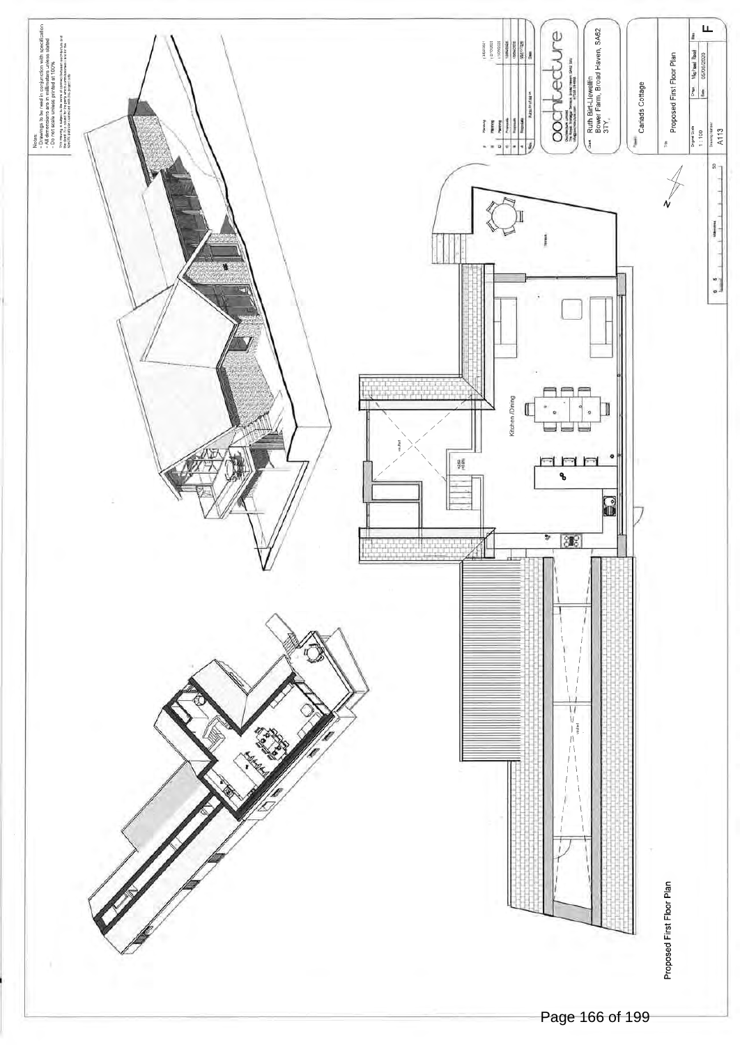Notes:
- Drawings to be read in conjunction with specification
- All dimensions are in millimetres unless stated
- Do not scale unless printed at 100%

| Rev. | Amendment | Date |
|---|---|---|
| F | Planning | 13/01/2021 |
| E | Planning | 12/10/2020 |
| D | Planning | 11/09/2020 |
| C | Proposals | 13/08/2020 |
| B | Proposals | 10/06/2020 |
| A | Proposals | 05/06/2020 |

oochitecture

Client: Ruth Birt-Llewellin, Bower Farm, Broad Haven, SA62 3TY.

Project: Canada Cottage

Title: Proposed First Floor Plan

Original Scale: 1:100

Drawn: Michael Reid

Date: 05/06/2020

Drawing Number: A113

Rev: F

Kitchen / Dining

Terrace

Proposed First Floor Plan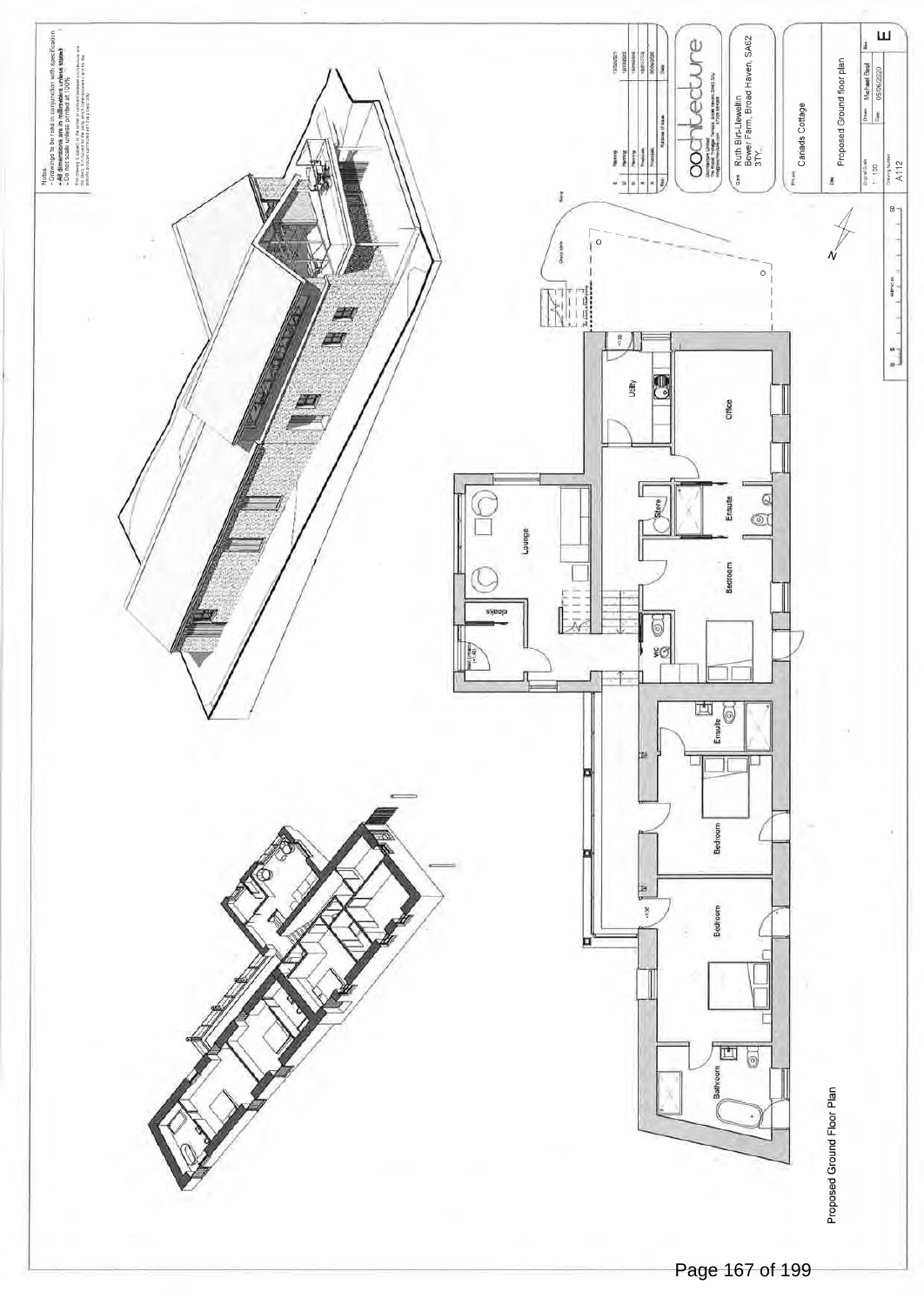Notes
- Drawings to be read in conjunction with specification
- All dimensions are in millimetres unless stated
- Do not scale unless printed at 100%

Lounge

Cloaks

Utility

Office

Store

Ensuite

Bedroom

WC

Ensuite

Bedroom

Bedroom

Bathroom

Proposed Ground Floor Plan

| Rev | Purpose of issue | Date |
|---|---|---|
| E | Planning | 15/03/2021 |
| D | Planning | 18/11/2020 |
| C | Planning | 14/10/2020 |
| B | Proposals | 18/06/2020 |
| A | Proposals | 05/06/2020 |

oohitecture

Client: Ruth Birt-Llewellin, Bower Farm, Broad Haven, SA62 3TY

Project: Canads Cottage

Title: Proposed Ground floor plan

| Original Scale | Drawn | Rev |
|---|---|---|
| 1:100 | Michael Reid | E |
| Drawing Number | Date | |
| A112 | 05/06/2020 | |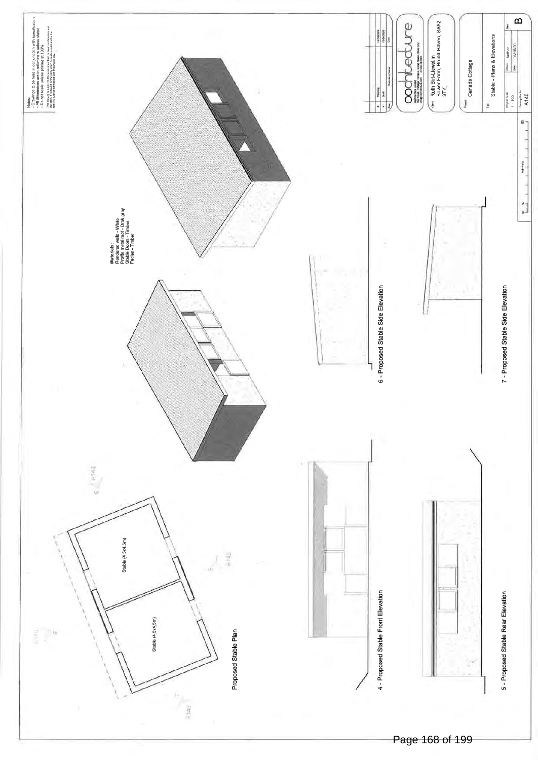Notes:
- Drawings to be read in conjunction with specification
- All dimensions are in millimetres unless stated
- Do not scale unless printed at 100%

This drawing is subject to the level of contract between contractors and the client. It is issued for the party which it is intended for and for the specific purpose connected with the project only.

Materials:
Rendered walls - White
Profile metal roof - Drak grey
Stable Doors - Timber
Facias - Timber

Stable (4.5x4.5m)

Stable (4.5x4.5m)

Proposed Stable Plan

4 - Proposed Stable Front Elevation

5 - Proposed Stable Rear Elevation

6 - Proposed Stable Side Elevation

7 - Proposed Stable Side Elevation

| Rev. | Purpose of issue | Date |
|---|---|---|
| B | Planning | 12/10/2020 |
| A | Draft | 15/06/2020 |

oochitecture

Client: Ruth Birt-Llewellin, Bower Farm, Broad Haven, SA62 3TY,

Project: Carlads Cottage

Title: Stable - Plans & Elevations

Original Scale: 1 : 100

Drawn: Author

Date: 06/15/20

Drawing Number: A140

Rev: B